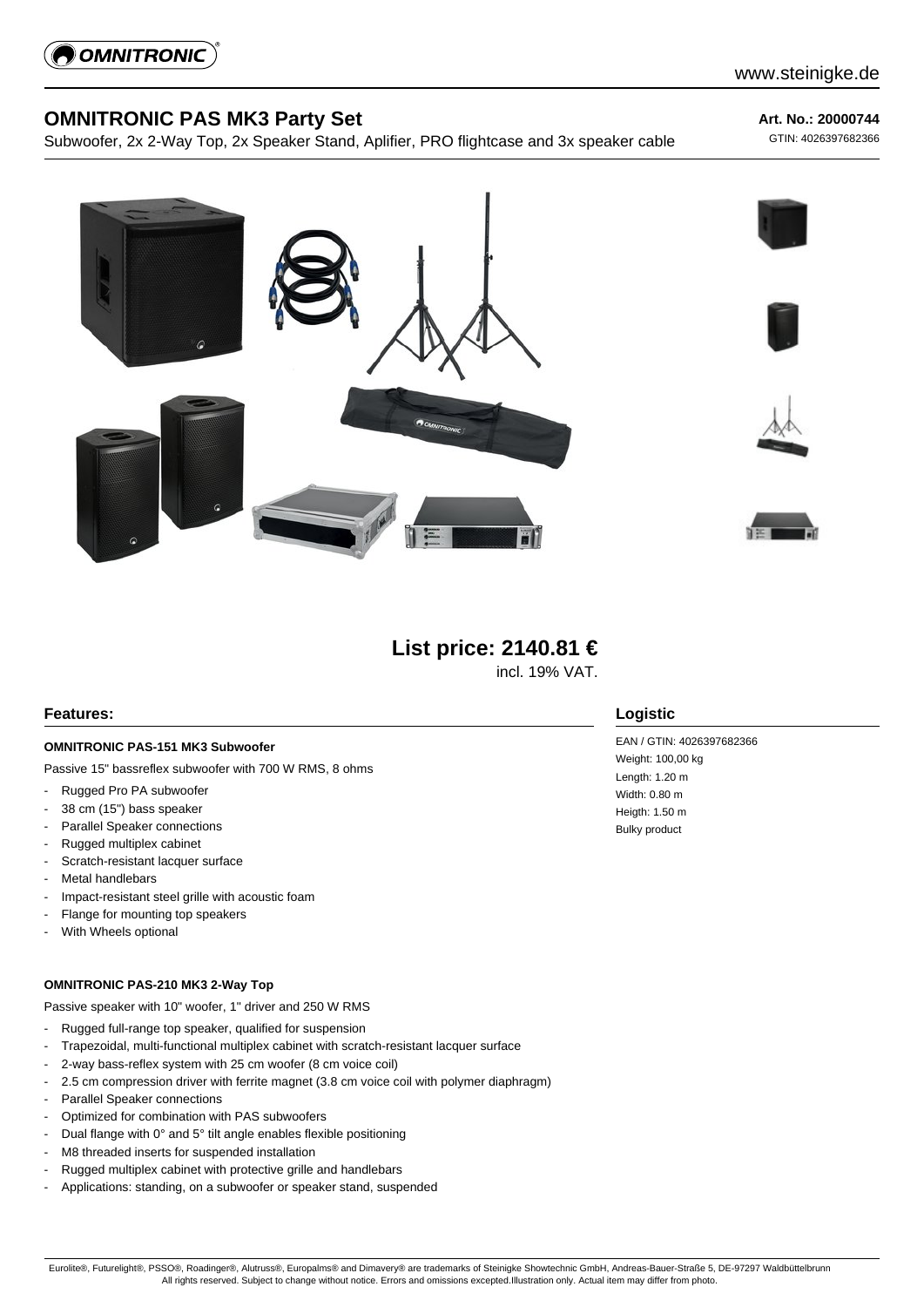# OMNITRONIC PAS MK3 Party Set

Subwoofer, 2x 2-Way Top, 2x Speaker Stand, Aplifier, PRO flightcase and 3x speaker cable

**Art. No.: 20000744**

GTIN: 4026397682366

**List price: 2140.81 €**

incl. 19% VAT.

## Features:

#### OMNITRONIC PAS-151 MK3 Subwoofer

Passive 15" bassreflex subwoofer with 700 W RMS, 8 ohms

- Rugged Pro PA subwoofer
- 38 cm (15") bass speaker
- Parallel Speaker connections
- Rugged multiplex cabinet
- Scratch-resistant lacquer surface
- Metal handlebars
- Impact-resistant steel grille with acoustic foam
- Flange for mounting top speakers
- With Wheels optional

#### OMNITRONIC PAS-210 MK3 2-Way Top

Passive speaker with 10" woofer, 1" driver and 250 W RMS

- Rugged full-range top speaker, qualified for suspension
- Trapezoidal, multi-functional multiplex cabinet with scratch-resistant lacquer surface
- 2-way bass-reflex system with 25 cm woofer (8 cm voice coil)
- 2.5 cm compression driver with ferrite magnet (3.8 cm voice coil with polymer diaphragm)
- Parallel Speaker connections
- Optimized for combination with PAS subwoofers
- Dual flange with 0° and 5° tilt angle enables flexible positioning
- M8 threaded inserts for suspended installation
- Rugged multiplex cabinet with protective grille and handlebars
- Applications: standing, on a subwoofer or speaker stand, suspended

## Logistic

EAN / GTIN: 4026397682366

Weight: 100,00 kg

Length: 1.20 m

Width: 0.80 m

Heigth: 1.50 m

Bulky product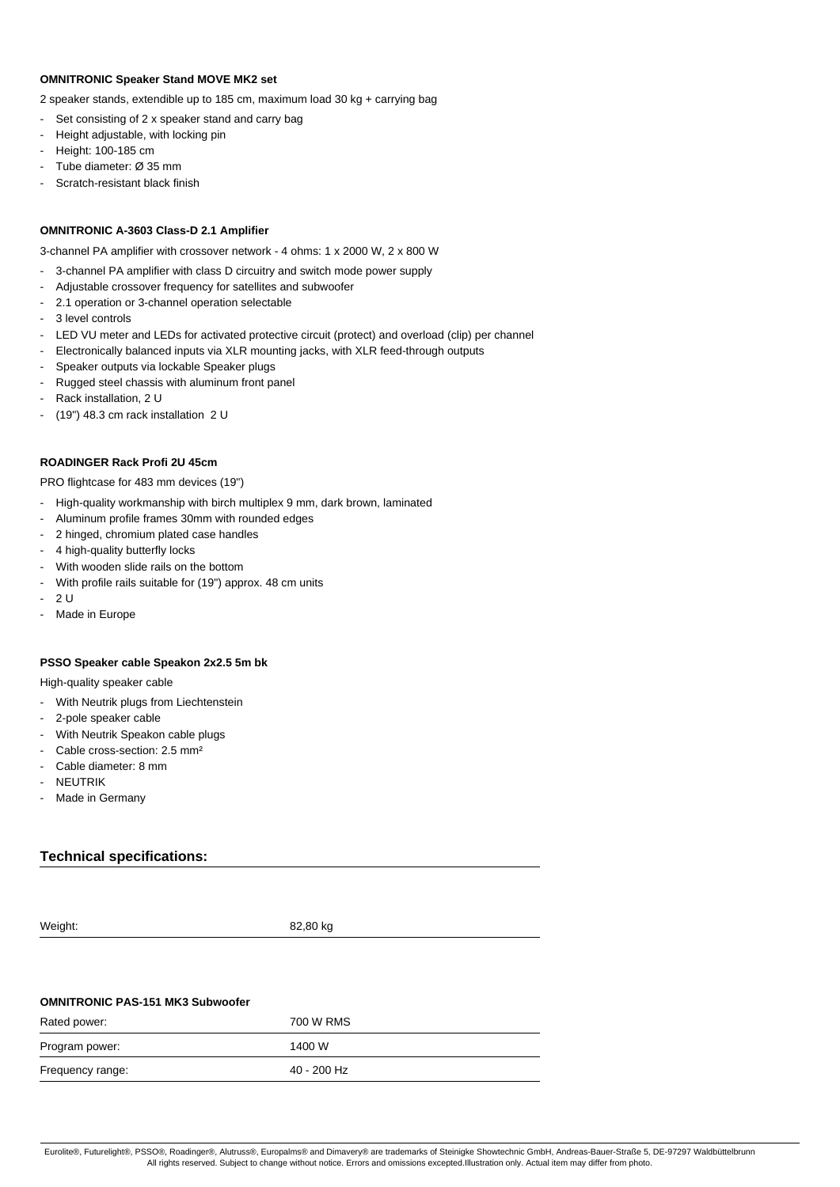**OMNITRONIC Speaker Stand MOVE MK2 set**

2 speaker stands, extendible up to 185 cm, maximum load 30 kg + carrying bag

- Set consisting of 2 x speaker stand and carry bag
- Height adjustable, with locking pin
- Height: 100-185 cm
- Tube diameter: Ø 35 mm
- Scratch-resistant black finish

**OMNITRONIC A-3603 Class-D 2.1 Amplifier**

3-channel PA amplifier with crossover network - 4 ohms: 1 x 2000 W, 2 x 800 W

- 3-channel PA amplifier with class D circuitry and switch mode power supply
- Adjustable crossover frequency for satellites and subwoofer
- 2.1 operation or 3-channel operation selectable
- 3 level controls
- LED VU meter and LEDs for activated protective circuit (protect) and overload (clip) per channel
- Electronically balanced inputs via XLR mounting jacks, with XLR feed-through outputs
- Speaker outputs via lockable Speaker plugs
- Rugged steel chassis with aluminum front panel
- Rack installation, 2 U
- (19") 48.3 cm rack installation 2 U

**ROADINGER Rack Profi 2U 45cm**

PRO flightcase for 483 mm devices (19")

- High-quality workmanship with birch multiplex 9 mm, dark brown, laminated
- Aluminum profile frames 30mm with rounded edges
- 2 hinged, chromium plated case handles
- 4 high-quality butterfly locks
- With wooden slide rails on the bottom
- With profile rails suitable for (19") approx. 48 cm units
- 2 U
- Made in Europe

**PSSO Speaker cable Speakon 2x2.5 5m bk**

High-quality speaker cable

- With Neutrik plugs from Liechtenstein
- 2-pole speaker cable
- With Neutrik Speakon cable plugs
- Cable cross-section: 2.5 mm²
- Cable diameter: 8 mm
- NEUTRIK
- Made in Germany

## Technical specifications:

| | |
|---|---|
| Weight: | 82,80 kg |

**OMNITRONIC PAS-151 MK3 Subwoofer**

| | |
|---|---|
| Rated power: | 700 W RMS |
| Program power: | 1400 W |
| Frequency range: | 40 - 200 Hz |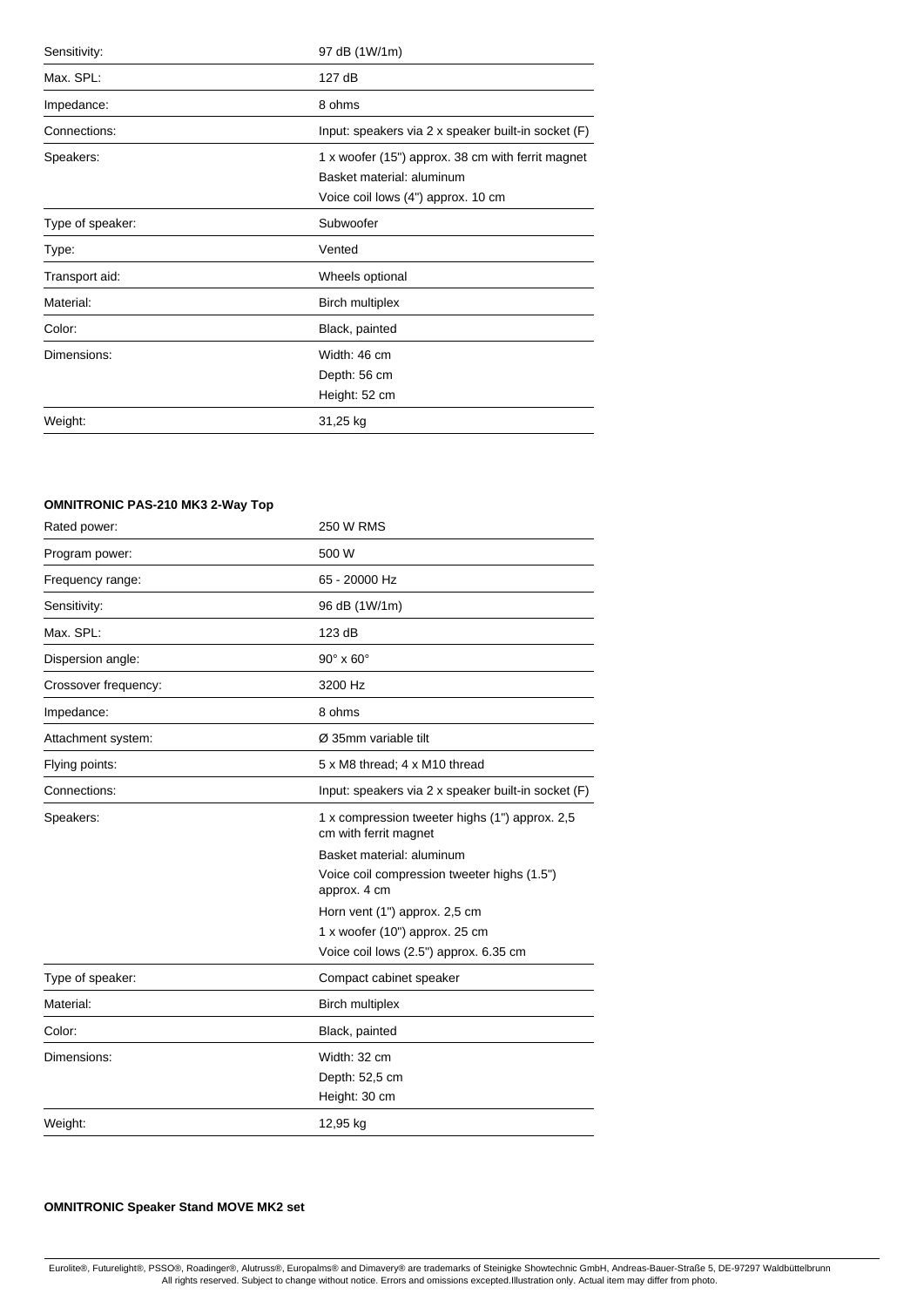| | |
|---|---|
| Sensitivity: | 97 dB (1W/1m) |
| Max. SPL: | 127 dB |
| Impedance: | 8 ohms |
| Connections: | Input: speakers via 2 x speaker built-in socket (F) |
| Speakers: | 1 x woofer (15") approx. 38 cm with ferrit magnet<br>Basket material: aluminum<br>Voice coil lows (4") approx. 10 cm |
| Type of speaker: | Subwoofer |
| Type: | Vented |
| Transport aid: | Wheels optional |
| Material: | Birch multiplex |
| Color: | Black, painted |
| Dimensions: | Width: 46 cm<br>Depth: 56 cm<br>Height: 52 cm |
| Weight: | 31,25 kg |

**OMNITRONIC PAS-210 MK3 2-Way Top**

| | |
|---|---|
| Rated power: | 250 W RMS |
| Program power: | 500 W |
| Frequency range: | 65 - 20000 Hz |
| Sensitivity: | 96 dB (1W/1m) |
| Max. SPL: | 123 dB |
| Dispersion angle: | 90° x 60° |
| Crossover frequency: | 3200 Hz |
| Impedance: | 8 ohms |
| Attachment system: | Ø 35mm variable tilt |
| Flying points: | 5 x M8 thread; 4 x M10 thread |
| Connections: | Input: speakers via 2 x speaker built-in socket (F) |
| Speakers: | 1 x compression tweeter highs (1") approx. 2,5 cm with ferrit magnet<br>Basket material: aluminum<br>Voice coil compression tweeter highs (1.5") approx. 4 cm<br>Horn vent (1") approx. 2,5 cm<br>1 x woofer (10") approx. 25 cm<br>Voice coil lows (2.5") approx. 6.35 cm |
| Type of speaker: | Compact cabinet speaker |
| Material: | Birch multiplex |
| Color: | Black, painted |
| Dimensions: | Width: 32 cm<br>Depth: 52,5 cm<br>Height: 30 cm |
| Weight: | 12,95 kg |

**OMNITRONIC Speaker Stand MOVE MK2 set**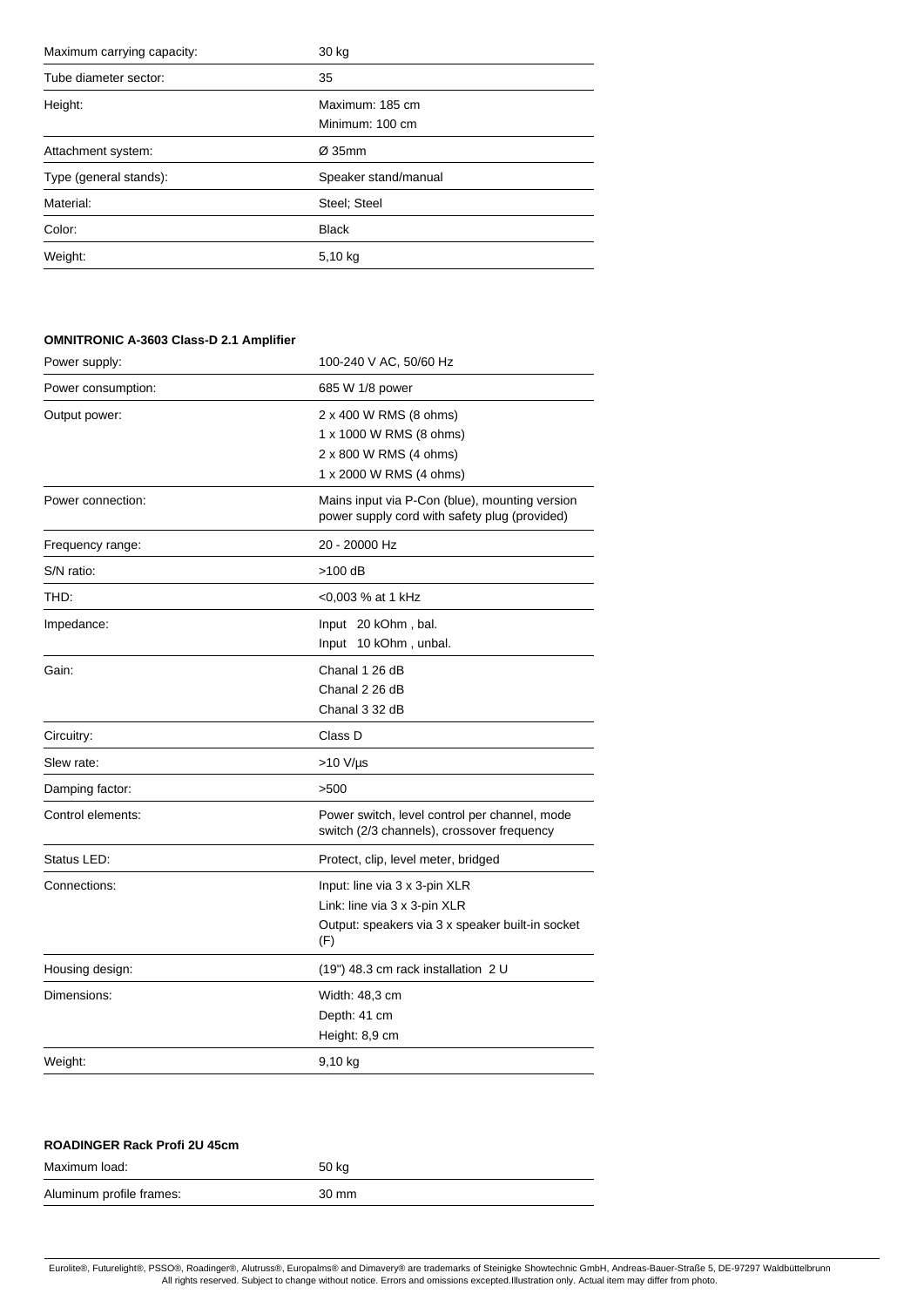| | |
|---|---|
| Maximum carrying capacity: | 30 kg |
| Tube diameter sector: | 35 |
| Height: | Maximum: 185 cm<br>Minimum: 100 cm |
| Attachment system: | Ø 35mm |
| Type (general stands): | Speaker stand/manual |
| Material: | Steel; Steel |
| Color: | Black |
| Weight: | 5,10 kg |

**OMNITRONIC A-3603 Class-D 2.1 Amplifier**

| | |
|---|---|
| Power supply: | 100-240 V AC, 50/60 Hz |
| Power consumption: | 685 W 1/8 power |
| Output power: | 2 x 400 W RMS (8 ohms)<br>1 x 1000 W RMS (8 ohms)<br>2 x 800 W RMS (4 ohms)<br>1 x 2000 W RMS (4 ohms) |
| Power connection: | Mains input via P-Con (blue), mounting version power supply cord with safety plug (provided) |
| Frequency range: | 20 - 20000 Hz |
| S/N ratio: | >100 dB |
| THD: | <0,003 % at 1 kHz |
| Impedance: | Input 20 kOhm , bal.<br>Input 10 kOhm , unbal. |
| Gain: | Chanal 1 26 dB<br>Chanal 2 26 dB<br>Chanal 3 32 dB |
| Circuitry: | Class D |
| Slew rate: | >10 V/µs |
| Damping factor: | >500 |
| Control elements: | Power switch, level control per channel, mode switch (2/3 channels), crossover frequency |
| Status LED: | Protect, clip, level meter, bridged |
| Connections: | Input: line via 3 x 3-pin XLR<br>Link: line via 3 x 3-pin XLR<br>Output: speakers via 3 x speaker built-in socket (F) |
| Housing design: | (19") 48.3 cm rack installation 2 U |
| Dimensions: | Width: 48,3 cm<br>Depth: 41 cm<br>Height: 8,9 cm |
| Weight: | 9,10 kg |

**ROADINGER Rack Profi 2U 45cm**

| | |
|---|---|
| Maximum load: | 50 kg |
| Aluminum profile frames: | 30 mm |

Eurolite®, Futurelight®, PSSO®, Roadinger®, Alutruss®, Europalms® and Dimavery® are trademarks of Steinigke Showtechnic GmbH, Andreas-Bauer-Straße 5, DE-97297 Waldbüttelbrunn
All rights reserved. Subject to change without notice. Errors and omissions excepted.Illustration only. Actual item may differ from photo.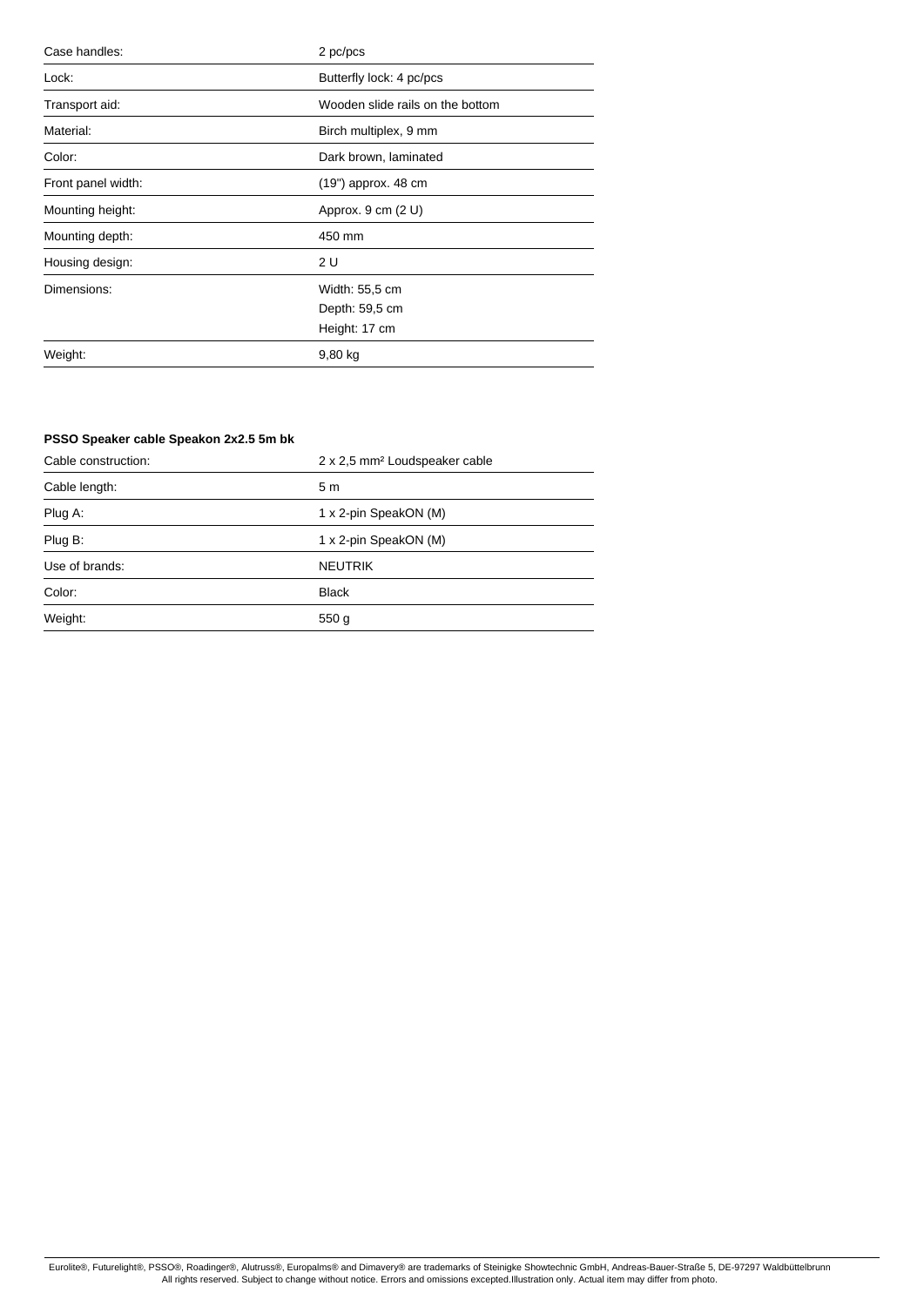| | |
|---|---|
| Case handles: | 2 pc/pcs |
| Lock: | Butterfly lock: 4 pc/pcs |
| Transport aid: | Wooden slide rails on the bottom |
| Material: | Birch multiplex, 9 mm |
| Color: | Dark brown, laminated |
| Front panel width: | (19") approx. 48 cm |
| Mounting height: | Approx. 9 cm (2 U) |
| Mounting depth: | 450 mm |
| Housing design: | 2 U |
| Dimensions: | Width: 55,5 cm<br>Depth: 59,5 cm<br>Height: 17 cm |
| Weight: | 9,80 kg |

**PSSO Speaker cable Speakon 2x2.5 5m bk**

| | |
|---|---|
| Cable construction: | 2 x 2,5 mm² Loudspeaker cable |
| Cable length: | 5 m |
| Plug A: | 1 x 2-pin SpeakON (M) |
| Plug B: | 1 x 2-pin SpeakON (M) |
| Use of brands: | NEUTRIK |
| Color: | Black |
| Weight: | 550 g |

Eurolite®, Futurelight®, PSSO®, Roadinger®, Alutruss®, Europalms® and Dimavery® are trademarks of Steinigke Showtechnic GmbH, Andreas-Bauer-Straße 5, DE-97297 Waldbüttelbrunn
All rights reserved. Subject to change without notice. Errors and omissions excepted.Illustration only. Actual item may differ from photo.